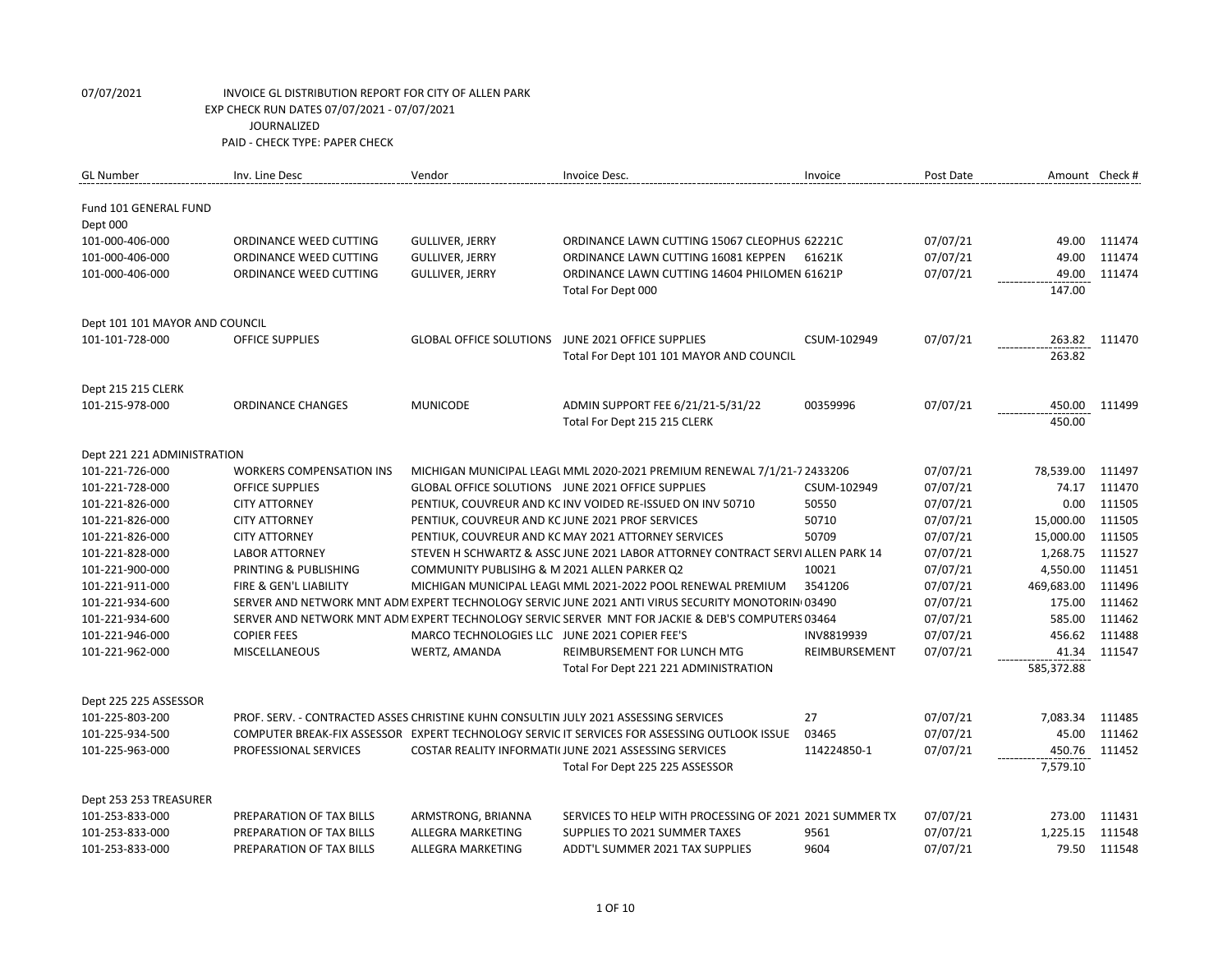07/07/2021 INVOICE GL DISTRIBUTION REPORT FOR CITY OF ALLEN PARK
EXP CHECK RUN DATES 07/07/2021 - 07/07/2021
JOURNALIZED
PAID - CHECK TYPE: PAPER CHECK

| GL Number | Inv. Line Desc | Vendor | Invoice Desc. | Invoice | Post Date | Amount | Check # |
|---|---|---|---|---|---|---|---|
| Fund 101 GENERAL FUND | | | | | | | |
| Dept 000 | | | | | | | |
| 101-000-406-000 | ORDINANCE WEED CUTTING | GULLIVER, JERRY | ORDINANCE LAWN CUTTING 15067 CLEOPHUS | 62221C | 07/07/21 | 49.00 | 111474 |
| 101-000-406-000 | ORDINANCE WEED CUTTING | GULLIVER, JERRY | ORDINANCE LAWN CUTTING 16081 KEPPEN | 61621K | 07/07/21 | 49.00 | 111474 |
| 101-000-406-000 | ORDINANCE WEED CUTTING | GULLIVER, JERRY | ORDINANCE LAWN CUTTING 14604 PHILOMEN | 61621P | 07/07/21 | 49.00 | 111474 |
| | | | Total For Dept 000 | | | 147.00 | |
| Dept 101 101 MAYOR AND COUNCIL | | | | | | | |
| 101-101-728-000 | OFFICE SUPPLIES | GLOBAL OFFICE SOLUTIONS | JUNE 2021 OFFICE SUPPLIES | CSUM-102949 | 07/07/21 | 263.82 | 111470 |
| | | | Total For Dept 101 101 MAYOR AND COUNCIL | | | 263.82 | |
| Dept 215 215 CLERK | | | | | | | |
| 101-215-978-000 | ORDINANCE CHANGES | MUNICODE | ADMIN SUPPORT FEE 6/21/21-5/31/22 | 00359996 | 07/07/21 | 450.00 | 111499 |
| | | | Total For Dept 215 215 CLERK | | | 450.00 | |
| Dept 221 221 ADMINISTRATION | | | | | | | |
| 101-221-726-000 | WORKERS COMPENSATION INS | MICHIGAN MUNICIPAL LEAGU | MML 2020-2021 PREMIUM RENEWAL 7/1/21-7 | 2433206 | 07/07/21 | 78,539.00 | 111497 |
| 101-221-728-000 | OFFICE SUPPLIES | GLOBAL OFFICE SOLUTIONS | JUNE 2021 OFFICE SUPPLIES | CSUM-102949 | 07/07/21 | 74.17 | 111470 |
| 101-221-826-000 | CITY ATTORNEY | PENTIUK, COUVREUR AND KC | INV VOIDED RE-ISSUED ON INV 50710 | 50550 | 07/07/21 | 0.00 | 111505 |
| 101-221-826-000 | CITY ATTORNEY | PENTIUK, COUVREUR AND KC | JUNE 2021 PROF SERVICES | 50710 | 07/07/21 | 15,000.00 | 111505 |
| 101-221-826-000 | CITY ATTORNEY | PENTIUK, COUVREUR AND KC | MAY 2021 ATTORNEY SERVICES | 50709 | 07/07/21 | 15,000.00 | 111505 |
| 101-221-828-000 | LABOR ATTORNEY | STEVEN H SCHWARTZ & ASSC | JUNE 2021 LABOR ATTORNEY CONTRACT SERVI | ALLEN PARK 14 | 07/07/21 | 1,268.75 | 111527 |
| 101-221-900-000 | PRINTING & PUBLISHING | COMMUNITY PUBLISIHG & M | 2021 ALLEN PARKER Q2 | 10021 | 07/07/21 | 4,550.00 | 111451 |
| 101-221-911-000 | FIRE & GEN'L LIABILITY | MICHIGAN MUNICIPAL LEAGU | MML 2021-2022 POOL RENEWAL PREMIUM | 3541206 | 07/07/21 | 469,683.00 | 111496 |
| 101-221-934-600 | SERVER AND NETWORK MNT ADM | EXPERT TECHNOLOGY SERVIC | JUNE 2021 ANTI VIRUS SECURITY MONOTORIN | 03490 | 07/07/21 | 175.00 | 111462 |
| 101-221-934-600 | SERVER AND NETWORK MNT ADM | EXPERT TECHNOLOGY SERVIC | SERVER MNT FOR JACKIE & DEB'S COMPUTERS | 03464 | 07/07/21 | 585.00 | 111462 |
| 101-221-946-000 | COPIER FEES | MARCO TECHNOLOGIES LLC | JUNE 2021 COPIER FEE'S | INV8819939 | 07/07/21 | 456.62 | 111488 |
| 101-221-962-000 | MISCELLANEOUS | WERTZ, AMANDA | REIMBURSEMENT FOR LUNCH MTG | REIMBURSEMENT | 07/07/21 | 41.34 | 111547 |
| | | | Total For Dept 221 221 ADMINISTRATION | | | 585,372.88 | |
| Dept 225 225 ASSESSOR | | | | | | | |
| 101-225-803-200 | PROF. SERV. - CONTRACTED ASSES | CHRISTINE KUHN CONSULTIN | JULY 2021 ASSESSING SERVICES | 27 | 07/07/21 | 7,083.34 | 111485 |
| 101-225-934-500 | COMPUTER BREAK-FIX ASSESSOR | EXPERT TECHNOLOGY SERVIC | IT SERVICES FOR ASSESSING OUTLOOK ISSUE | 03465 | 07/07/21 | 45.00 | 111462 |
| 101-225-963-000 | PROFESSIONAL SERVICES | COSTAR REALITY INFORMATI | JUNE 2021 ASSESSING SERVICES | 114224850-1 | 07/07/21 | 450.76 | 111452 |
| | | | Total For Dept 225 225 ASSESSOR | | | 7,579.10 | |
| Dept 253 253 TREASURER | | | | | | | |
| 101-253-833-000 | PREPARATION OF TAX BILLS | ARMSTRONG, BRIANNA | SERVICES TO HELP WITH PROCESSING OF 2021 | 2021 SUMMER TX | 07/07/21 | 273.00 | 111431 |
| 101-253-833-000 | PREPARATION OF TAX BILLS | ALLEGRA MARKETING | SUPPLIES TO 2021 SUMMER TAXES | 9561 | 07/07/21 | 1,225.15 | 111548 |
| 101-253-833-000 | PREPARATION OF TAX BILLS | ALLEGRA MARKETING | ADDT'L SUMMER 2021 TAX SUPPLIES | 9604 | 07/07/21 | 79.50 | 111548 |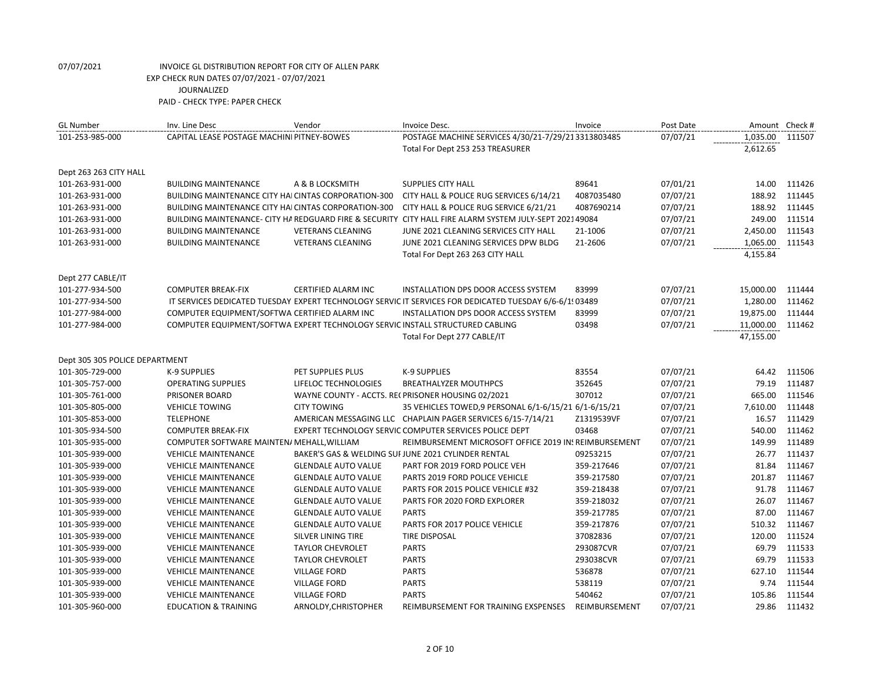07/07/2021 INVOICE GL DISTRIBUTION REPORT FOR CITY OF ALLEN PARK
EXP CHECK RUN DATES 07/07/2021 - 07/07/2021
JOURNALIZED
PAID - CHECK TYPE: PAPER CHECK

| GL Number | Inv. Line Desc | Vendor | Invoice Desc. | Invoice | Post Date | Amount | Check # |
|---|---|---|---|---|---|---|---|
| 101-253-985-000 | CAPITAL LEASE POSTAGE MACHINI | PITNEY-BOWES | POSTAGE MACHINE SERVICES 4/30/21-7/29/21 | 3313803485 | 07/07/21 | 1,035.00 | 111507 |
| | | | Total For Dept 253 253 TREASURER | | | 2,612.65 | |
| Dept 263 263 CITY HALL | | | | | | | |
| 101-263-931-000 | BUILDING MAINTENANCE | A & B LOCKSMITH | SUPPLIES CITY HALL | 89641 | 07/01/21 | 14.00 | 111426 |
| 101-263-931-000 | BUILDING MAINTENANCE CITY HAI | CINTAS CORPORATION-300 | CITY HALL & POLICE RUG SERVICES 6/14/21 | 4087035480 | 07/07/21 | 188.92 | 111445 |
| 101-263-931-000 | BUILDING MAINTENANCE CITY HAI | CINTAS CORPORATION-300 | CITY HALL & POLICE RUG SERVICE 6/21/21 | 4087690214 | 07/07/21 | 188.92 | 111445 |
| 101-263-931-000 | BUILDING MAINTENANCE- CITY HA | REDGUARD FIRE & SECURITY | CITY HALL FIRE ALARM SYSTEM JULY-SEPT 2021 | 49084 | 07/07/21 | 249.00 | 111514 |
| 101-263-931-000 | BUILDING MAINTENANCE | VETERANS CLEANING | JUNE 2021 CLEANING SERVICES CITY HALL | 21-1006 | 07/07/21 | 2,450.00 | 111543 |
| 101-263-931-000 | BUILDING MAINTENANCE | VETERANS CLEANING | JUNE 2021 CLEANING SERVICES DPW BLDG | 21-2606 | 07/07/21 | 1,065.00 | 111543 |
| | | | Total For Dept 263 263 CITY HALL | | | 4,155.84 | |
| Dept 277 CABLE/IT | | | | | | | |
| 101-277-934-500 | COMPUTER BREAK-FIX | CERTIFIED ALARM INC | INSTALLATION DPS DOOR ACCESS SYSTEM | 83999 | 07/07/21 | 15,000.00 | 111444 |
| 101-277-934-500 | IT SERVICES DEDICATED TUESDAY | EXPERT TECHNOLOGY SERVIC | IT SERVICES FOR DEDICATED TUESDAY 6/6-6/1( | 03489 | 07/07/21 | 1,280.00 | 111462 |
| 101-277-984-000 | COMPUTER EQUIPMENT/SOFTWA | CERTIFIED ALARM INC | INSTALLATION DPS DOOR ACCESS SYSTEM | 83999 | 07/07/21 | 19,875.00 | 111444 |
| 101-277-984-000 | COMPUTER EQUIPMENT/SOFTWA | EXPERT TECHNOLOGY SERVIC | INSTALL STRUCTURED CABLING | 03498 | 07/07/21 | 11,000.00 | 111462 |
| | | | Total For Dept 277 CABLE/IT | | | 47,155.00 | |
| Dept 305 305 POLICE DEPARTMENT | | | | | | | |
| 101-305-729-000 | K-9 SUPPLIES | PET SUPPLIES PLUS | K-9 SUPPLIES | 83554 | 07/07/21 | 64.42 | 111506 |
| 101-305-757-000 | OPERATING SUPPLIES | LIFELOC TECHNOLOGIES | BREATHALYZER MOUTHPCS | 352645 | 07/07/21 | 79.19 | 111487 |
| 101-305-761-000 | PRISONER BOARD | WAYNE COUNTY - ACCTS. RE( | PRISONER HOUSING 02/2021 | 307012 | 07/07/21 | 665.00 | 111546 |
| 101-305-805-000 | VEHICLE TOWING | CITY TOWING | 35 VEHICLES TOWED,9 PERSONAL 6/1-6/15/21 | 6/1-6/15/21 | 07/07/21 | 7,610.00 | 111448 |
| 101-305-853-000 | TELEPHONE | AMERICAN MESSAGING LLC | CHAPLAIN PAGER SERVICES 6/15-7/14/21 | Z1319539VF | 07/07/21 | 16.57 | 111429 |
| 101-305-934-500 | COMPUTER BREAK-FIX | EXPERT TECHNOLOGY SERVIC | COMPUTER SERVICES POLICE DEPT | 03468 | 07/07/21 | 540.00 | 111462 |
| 101-305-935-000 | COMPUTER SOFTWARE MAINTEN/ | MEHALL,WILLIAM | REIMBURSEMENT MICROSOFT OFFICE 2019 INS | REIMBURSEMENT | 07/07/21 | 149.99 | 111489 |
| 101-305-939-000 | VEHICLE MAINTENANCE | BAKER'S GAS & WELDING SUI | JUNE 2021 CYLINDER RENTAL | 09253215 | 07/07/21 | 26.77 | 111437 |
| 101-305-939-000 | VEHICLE MAINTENANCE | GLENDALE AUTO VALUE | PART FOR 2019 FORD POLICE VEH | 359-217646 | 07/07/21 | 81.84 | 111467 |
| 101-305-939-000 | VEHICLE MAINTENANCE | GLENDALE AUTO VALUE | PARTS 2019 FORD POLICE VEHICLE | 359-217580 | 07/07/21 | 201.87 | 111467 |
| 101-305-939-000 | VEHICLE MAINTENANCE | GLENDALE AUTO VALUE | PARTS FOR 2015 POLICE VEHICLE #32 | 359-218438 | 07/07/21 | 91.78 | 111467 |
| 101-305-939-000 | VEHICLE MAINTENANCE | GLENDALE AUTO VALUE | PARTS FOR 2020 FORD EXPLORER | 359-218032 | 07/07/21 | 26.07 | 111467 |
| 101-305-939-000 | VEHICLE MAINTENANCE | GLENDALE AUTO VALUE | PARTS | 359-217785 | 07/07/21 | 87.00 | 111467 |
| 101-305-939-000 | VEHICLE MAINTENANCE | GLENDALE AUTO VALUE | PARTS FOR 2017 POLICE VEHICLE | 359-217876 | 07/07/21 | 510.32 | 111467 |
| 101-305-939-000 | VEHICLE MAINTENANCE | SILVER LINING TIRE | TIRE DISPOSAL | 37082836 | 07/07/21 | 120.00 | 111524 |
| 101-305-939-000 | VEHICLE MAINTENANCE | TAYLOR CHEVROLET | PARTS | 293087CVR | 07/07/21 | 69.79 | 111533 |
| 101-305-939-000 | VEHICLE MAINTENANCE | TAYLOR CHEVROLET | PARTS | 293038CVR | 07/07/21 | 69.79 | 111533 |
| 101-305-939-000 | VEHICLE MAINTENANCE | VILLAGE FORD | PARTS | 536878 | 07/07/21 | 627.10 | 111544 |
| 101-305-939-000 | VEHICLE MAINTENANCE | VILLAGE FORD | PARTS | 538119 | 07/07/21 | 9.74 | 111544 |
| 101-305-939-000 | VEHICLE MAINTENANCE | VILLAGE FORD | PARTS | 540462 | 07/07/21 | 105.86 | 111544 |
| 101-305-960-000 | EDUCATION & TRAINING | ARNOLDY,CHRISTOPHER | REIMBURSEMENT FOR TRAINING EXSPENSES | REIMBURSEMENT | 07/07/21 | 29.86 | 111432 |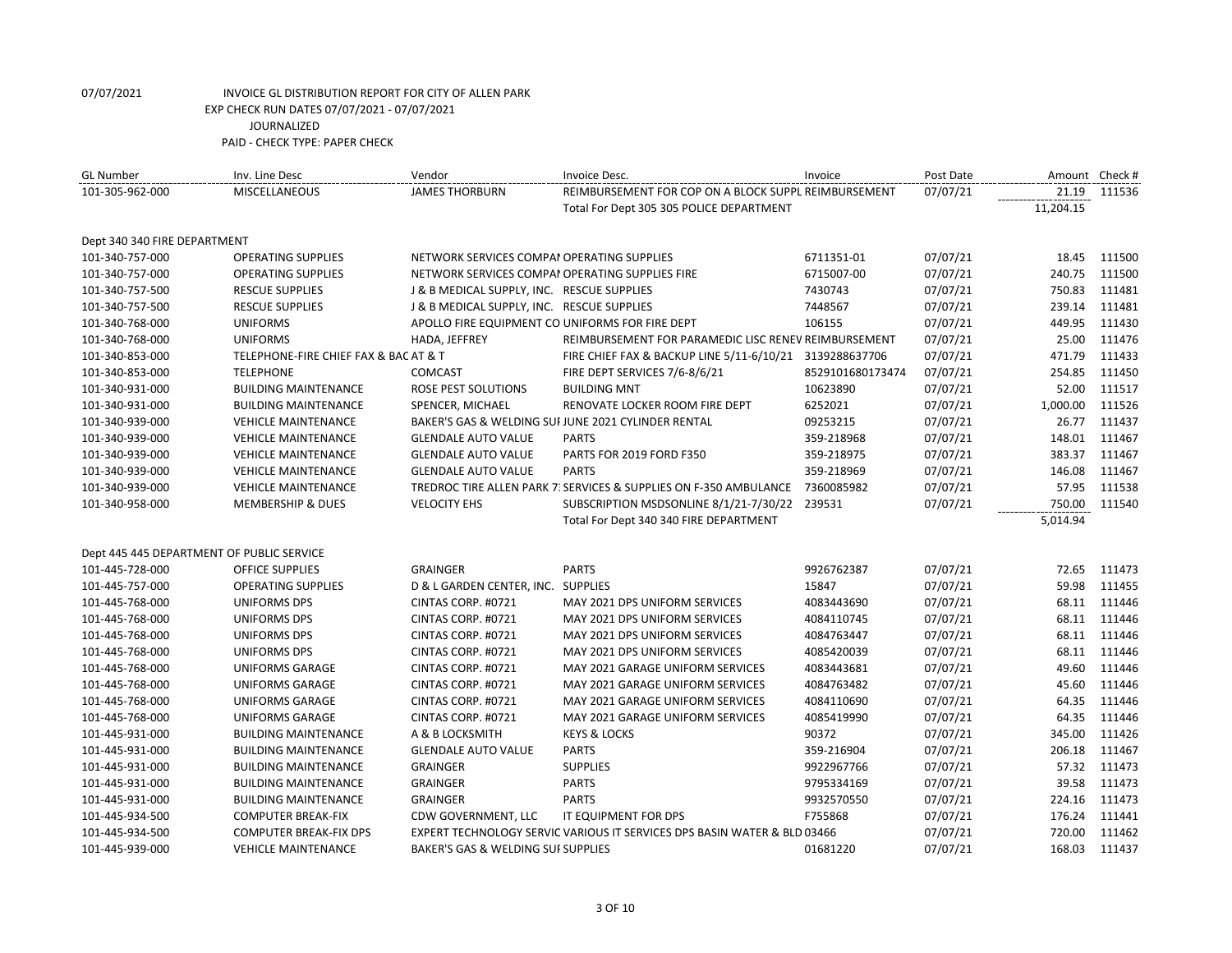07/07/2021 INVOICE GL DISTRIBUTION REPORT FOR CITY OF ALLEN PARK
EXP CHECK RUN DATES 07/07/2021 - 07/07/2021
JOURNALIZED
PAID - CHECK TYPE: PAPER CHECK

| GL Number | Inv. Line Desc | Vendor | Invoice Desc. | Invoice | Post Date | Amount | Check # |
|---|---|---|---|---|---|---|---|
| 101-305-962-000 | MISCELLANEOUS | JAMES THORBURN | REIMBURSEMENT FOR COP ON A BLOCK SUPPL REIMBURSEMENT | | 07/07/21 | 21.19 | 111536 |
| | | | Total For Dept 305 305 POLICE DEPARTMENT | | | 11,204.15 | |
| Dept 340 340 FIRE DEPARTMENT | | | | | | | |
| 101-340-757-000 | OPERATING SUPPLIES | NETWORK SERVICES COMPAI | OPERATING SUPPLIES | 6711351-01 | 07/07/21 | 18.45 | 111500 |
| 101-340-757-000 | OPERATING SUPPLIES | NETWORK SERVICES COMPAI | OPERATING SUPPLIES FIRE | 6715007-00 | 07/07/21 | 240.75 | 111500 |
| 101-340-757-500 | RESCUE SUPPLIES | J & B MEDICAL SUPPLY, INC. | RESCUE SUPPLIES | 7430743 | 07/07/21 | 750.83 | 111481 |
| 101-340-757-500 | RESCUE SUPPLIES | J & B MEDICAL SUPPLY, INC. | RESCUE SUPPLIES | 7448567 | 07/07/21 | 239.14 | 111481 |
| 101-340-768-000 | UNIFORMS | APOLLO FIRE EQUIPMENT CO | UNIFORMS FOR FIRE DEPT | 106155 | 07/07/21 | 449.95 | 111430 |
| 101-340-768-000 | UNIFORMS | HADA, JEFFREY | REIMBURSEMENT FOR PARAMEDIC LISC RENEV REIMBURSEMENT | | 07/07/21 | 25.00 | 111476 |
| 101-340-853-000 | TELEPHONE-FIRE CHIEF FAX & BAC | AT & T | FIRE CHIEF FAX & BACKUP LINE 5/11-6/10/21 | 3139288637706 | 07/07/21 | 471.79 | 111433 |
| 101-340-853-000 | TELEPHONE | COMCAST | FIRE DEPT SERVICES 7/6-8/6/21 | 8529101680173474 | 07/07/21 | 254.85 | 111450 |
| 101-340-931-000 | BUILDING MAINTENANCE | ROSE PEST SOLUTIONS | BUILDING MNT | 10623890 | 07/07/21 | 52.00 | 111517 |
| 101-340-931-000 | BUILDING MAINTENANCE | SPENCER, MICHAEL | RENOVATE LOCKER ROOM FIRE DEPT | 6252021 | 07/07/21 | 1,000.00 | 111526 |
| 101-340-939-000 | VEHICLE MAINTENANCE | BAKER'S GAS & WELDING SUI | JUNE 2021 CYLINDER RENTAL | 09253215 | 07/07/21 | 26.77 | 111437 |
| 101-340-939-000 | VEHICLE MAINTENANCE | GLENDALE AUTO VALUE | PARTS | 359-218968 | 07/07/21 | 148.01 | 111467 |
| 101-340-939-000 | VEHICLE MAINTENANCE | GLENDALE AUTO VALUE | PARTS FOR 2019 FORD F350 | 359-218975 | 07/07/21 | 383.37 | 111467 |
| 101-340-939-000 | VEHICLE MAINTENANCE | GLENDALE AUTO VALUE | PARTS | 359-218969 | 07/07/21 | 146.08 | 111467 |
| 101-340-939-000 | VEHICLE MAINTENANCE | TREDROC TIRE ALLEN PARK 7: | SERVICES & SUPPLIES ON F-350 AMBULANCE | 7360085982 | 07/07/21 | 57.95 | 111538 |
| 101-340-958-000 | MEMBERSHIP & DUES | VELOCITY EHS | SUBSCRIPTION MSDSONLINE 8/1/21-7/30/22 | 239531 | 07/07/21 | 750.00 | 111540 |
| | | | Total For Dept 340 340 FIRE DEPARTMENT | | | 5,014.94 | |
| Dept 445 445 DEPARTMENT OF PUBLIC SERVICE | | | | | | | |
| 101-445-728-000 | OFFICE SUPPLIES | GRAINGER | PARTS | 9926762387 | 07/07/21 | 72.65 | 111473 |
| 101-445-757-000 | OPERATING SUPPLIES | D & L GARDEN CENTER, INC. | SUPPLIES | 15847 | 07/07/21 | 59.98 | 111455 |
| 101-445-768-000 | UNIFORMS DPS | CINTAS CORP. #0721 | MAY 2021 DPS UNIFORM SERVICES | 4083443690 | 07/07/21 | 68.11 | 111446 |
| 101-445-768-000 | UNIFORMS DPS | CINTAS CORP. #0721 | MAY 2021 DPS UNIFORM SERVICES | 4084110745 | 07/07/21 | 68.11 | 111446 |
| 101-445-768-000 | UNIFORMS DPS | CINTAS CORP. #0721 | MAY 2021 DPS UNIFORM SERVICES | 4084763447 | 07/07/21 | 68.11 | 111446 |
| 101-445-768-000 | UNIFORMS DPS | CINTAS CORP. #0721 | MAY 2021 DPS UNIFORM SERVICES | 4085420039 | 07/07/21 | 68.11 | 111446 |
| 101-445-768-000 | UNIFORMS GARAGE | CINTAS CORP. #0721 | MAY 2021 GARAGE UNIFORM SERVICES | 4083443681 | 07/07/21 | 49.60 | 111446 |
| 101-445-768-000 | UNIFORMS GARAGE | CINTAS CORP. #0721 | MAY 2021 GARAGE UNIFORM SERVICES | 4084763482 | 07/07/21 | 45.60 | 111446 |
| 101-445-768-000 | UNIFORMS GARAGE | CINTAS CORP. #0721 | MAY 2021 GARAGE UNIFORM SERVICES | 4084110690 | 07/07/21 | 64.35 | 111446 |
| 101-445-768-000 | UNIFORMS GARAGE | CINTAS CORP. #0721 | MAY 2021 GARAGE UNIFORM SERVICES | 4085419990 | 07/07/21 | 64.35 | 111446 |
| 101-445-931-000 | BUILDING MAINTENANCE | A & B LOCKSMITH | KEYS & LOCKS | 90372 | 07/07/21 | 345.00 | 111426 |
| 101-445-931-000 | BUILDING MAINTENANCE | GLENDALE AUTO VALUE | PARTS | 359-216904 | 07/07/21 | 206.18 | 111467 |
| 101-445-931-000 | BUILDING MAINTENANCE | GRAINGER | SUPPLIES | 9922967766 | 07/07/21 | 57.32 | 111473 |
| 101-445-931-000 | BUILDING MAINTENANCE | GRAINGER | PARTS | 9795334169 | 07/07/21 | 39.58 | 111473 |
| 101-445-931-000 | BUILDING MAINTENANCE | GRAINGER | PARTS | 9932570550 | 07/07/21 | 224.16 | 111473 |
| 101-445-934-500 | COMPUTER BREAK-FIX | CDW GOVERNMENT, LLC | IT EQUIPMENT FOR DPS | F755868 | 07/07/21 | 176.24 | 111441 |
| 101-445-934-500 | COMPUTER BREAK-FIX DPS | EXPERT TECHNOLOGY SERVIC | VARIOUS IT SERVICES DPS BASIN WATER & BLD | 03466 | 07/07/21 | 720.00 | 111462 |
| 101-445-939-000 | VEHICLE MAINTENANCE | BAKER'S GAS & WELDING SUI | SUPPLIES | 01681220 | 07/07/21 | 168.03 | 111437 |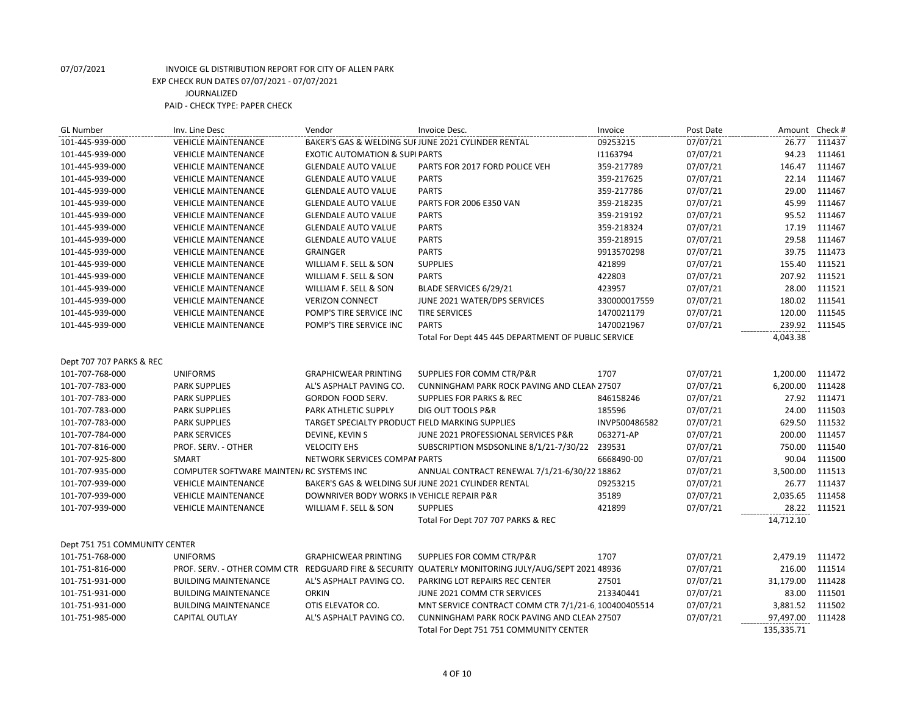07/07/2021 INVOICE GL DISTRIBUTION REPORT FOR CITY OF ALLEN PARK
EXP CHECK RUN DATES 07/07/2021 - 07/07/2021
JOURNALIZED
PAID - CHECK TYPE: PAPER CHECK

| GL Number | Inv. Line Desc | Vendor | Invoice Desc. | Invoice | Post Date | Amount | Check # |
|---|---|---|---|---|---|---|---|
| 101-445-939-000 | VEHICLE MAINTENANCE | BAKER'S GAS & WELDING SUI | JUNE 2021 CYLINDER RENTAL | 09253215 | 07/07/21 | 26.77 | 111437 |
| 101-445-939-000 | VEHICLE MAINTENANCE | EXOTIC AUTOMATION & SUPI | PARTS | I1163794 | 07/07/21 | 94.23 | 111461 |
| 101-445-939-000 | VEHICLE MAINTENANCE | GLENDALE AUTO VALUE | PARTS FOR 2017 FORD POLICE VEH | 359-217789 | 07/07/21 | 146.47 | 111467 |
| 101-445-939-000 | VEHICLE MAINTENANCE | GLENDALE AUTO VALUE | PARTS | 359-217625 | 07/07/21 | 22.14 | 111467 |
| 101-445-939-000 | VEHICLE MAINTENANCE | GLENDALE AUTO VALUE | PARTS | 359-217786 | 07/07/21 | 29.00 | 111467 |
| 101-445-939-000 | VEHICLE MAINTENANCE | GLENDALE AUTO VALUE | PARTS FOR 2006 E350 VAN | 359-218235 | 07/07/21 | 45.99 | 111467 |
| 101-445-939-000 | VEHICLE MAINTENANCE | GLENDALE AUTO VALUE | PARTS | 359-219192 | 07/07/21 | 95.52 | 111467 |
| 101-445-939-000 | VEHICLE MAINTENANCE | GLENDALE AUTO VALUE | PARTS | 359-218324 | 07/07/21 | 17.19 | 111467 |
| 101-445-939-000 | VEHICLE MAINTENANCE | GLENDALE AUTO VALUE | PARTS | 359-218915 | 07/07/21 | 29.58 | 111467 |
| 101-445-939-000 | VEHICLE MAINTENANCE | GRAINGER | PARTS | 9913570298 | 07/07/21 | 39.75 | 111473 |
| 101-445-939-000 | VEHICLE MAINTENANCE | WILLIAM F. SELL & SON | SUPPLIES | 421899 | 07/07/21 | 155.40 | 111521 |
| 101-445-939-000 | VEHICLE MAINTENANCE | WILLIAM F. SELL & SON | PARTS | 422803 | 07/07/21 | 207.92 | 111521 |
| 101-445-939-000 | VEHICLE MAINTENANCE | WILLIAM F. SELL & SON | BLADE SERVICES 6/29/21 | 423957 | 07/07/21 | 28.00 | 111521 |
| 101-445-939-000 | VEHICLE MAINTENANCE | VERIZON CONNECT | JUNE 2021 WATER/DPS SERVICES | 330000017559 | 07/07/21 | 180.02 | 111541 |
| 101-445-939-000 | VEHICLE MAINTENANCE | POMP'S TIRE SERVICE INC | TIRE SERVICES | 1470021179 | 07/07/21 | 120.00 | 111545 |
| 101-445-939-000 | VEHICLE MAINTENANCE | POMP'S TIRE SERVICE INC | PARTS | 1470021967 | 07/07/21 | 239.92 | 111545 |
| | | | Total For Dept 445 445 DEPARTMENT OF PUBLIC SERVICE | | | 4,043.38 | |
| Dept 707 707 PARKS & REC | | | | | | | |
| 101-707-768-000 | UNIFORMS | GRAPHICWEAR PRINTING | SUPPLIES FOR COMM CTR/P&R | 1707 | 07/07/21 | 1,200.00 | 111472 |
| 101-707-783-000 | PARK SUPPLIES | AL'S ASPHALT PAVING CO. | CUNNINGHAM PARK ROCK PAVING AND CLEAN | 27507 | 07/07/21 | 6,200.00 | 111428 |
| 101-707-783-000 | PARK SUPPLIES | GORDON FOOD SERV. | SUPPLIES FOR PARKS & REC | 846158246 | 07/07/21 | 27.92 | 111471 |
| 101-707-783-000 | PARK SUPPLIES | PARK ATHLETIC SUPPLY | DIG OUT TOOLS P&R | 185596 | 07/07/21 | 24.00 | 111503 |
| 101-707-783-000 | PARK SUPPLIES | TARGET SPECIALTY PRODUCT | FIELD MARKING SUPPLIES | INVP500486582 | 07/07/21 | 629.50 | 111532 |
| 101-707-784-000 | PARK SERVICES | DEVINE, KEVIN S | JUNE 2021 PROFESSIONAL SERVICES P&R | 063271-AP | 07/07/21 | 200.00 | 111457 |
| 101-707-816-000 | PROF. SERV. - OTHER | VELOCITY EHS | SUBSCRIPTION MSDSONLINE 8/1/21-7/30/22 | 239531 | 07/07/21 | 750.00 | 111540 |
| 101-707-925-800 | SMART | NETWORK SERVICES COMPAI | PARTS | 6668490-00 | 07/07/21 | 90.04 | 111500 |
| 101-707-935-000 | COMPUTER SOFTWARE MAINTEN/ | RC SYSTEMS INC | ANNUAL CONTRACT RENEWAL 7/1/21-6/30/22 | 18862 | 07/07/21 | 3,500.00 | 111513 |
| 101-707-939-000 | VEHICLE MAINTENANCE | BAKER'S GAS & WELDING SUI | JUNE 2021 CYLINDER RENTAL | 09253215 | 07/07/21 | 26.77 | 111437 |
| 101-707-939-000 | VEHICLE MAINTENANCE | DOWNRIVER BODY WORKS IN | VEHICLE REPAIR P&R | 35189 | 07/07/21 | 2,035.65 | 111458 |
| 101-707-939-000 | VEHICLE MAINTENANCE | WILLIAM F. SELL & SON | SUPPLIES | 421899 | 07/07/21 | 28.22 | 111521 |
| | | | Total For Dept 707 707 PARKS & REC | | | 14,712.10 | |
| Dept 751 751 COMMUNITY CENTER | | | | | | | |
| 101-751-768-000 | UNIFORMS | GRAPHICWEAR PRINTING | SUPPLIES FOR COMM CTR/P&R | 1707 | 07/07/21 | 2,479.19 | 111472 |
| 101-751-816-000 | PROF. SERV. - OTHER COMM CTR | REDGUARD FIRE & SECURITY | QUATERLY MONITORING JULY/AUG/SEPT 2021 | 48936 | 07/07/21 | 216.00 | 111514 |
| 101-751-931-000 | BUILDING MAINTENANCE | AL'S ASPHALT PAVING CO. | PARKING LOT REPAIRS REC CENTER | 27501 | 07/07/21 | 31,179.00 | 111428 |
| 101-751-931-000 | BUILDING MAINTENANCE | ORKIN | JUNE 2021 COMM CTR SERVICES | 213340441 | 07/07/21 | 83.00 | 111501 |
| 101-751-931-000 | BUILDING MAINTENANCE | OTIS ELEVATOR CO. | MNT SERVICE CONTRACT COMM CTR 7/1/21-6 | 100400405514 | 07/07/21 | 3,881.52 | 111502 |
| 101-751-985-000 | CAPITAL OUTLAY | AL'S ASPHALT PAVING CO. | CUNNINGHAM PARK ROCK PAVING AND CLEAN | 27507 | 07/07/21 | 97,497.00 | 111428 |
| | | | Total For Dept 751 751 COMMUNITY CENTER | | | 135,335.71 | |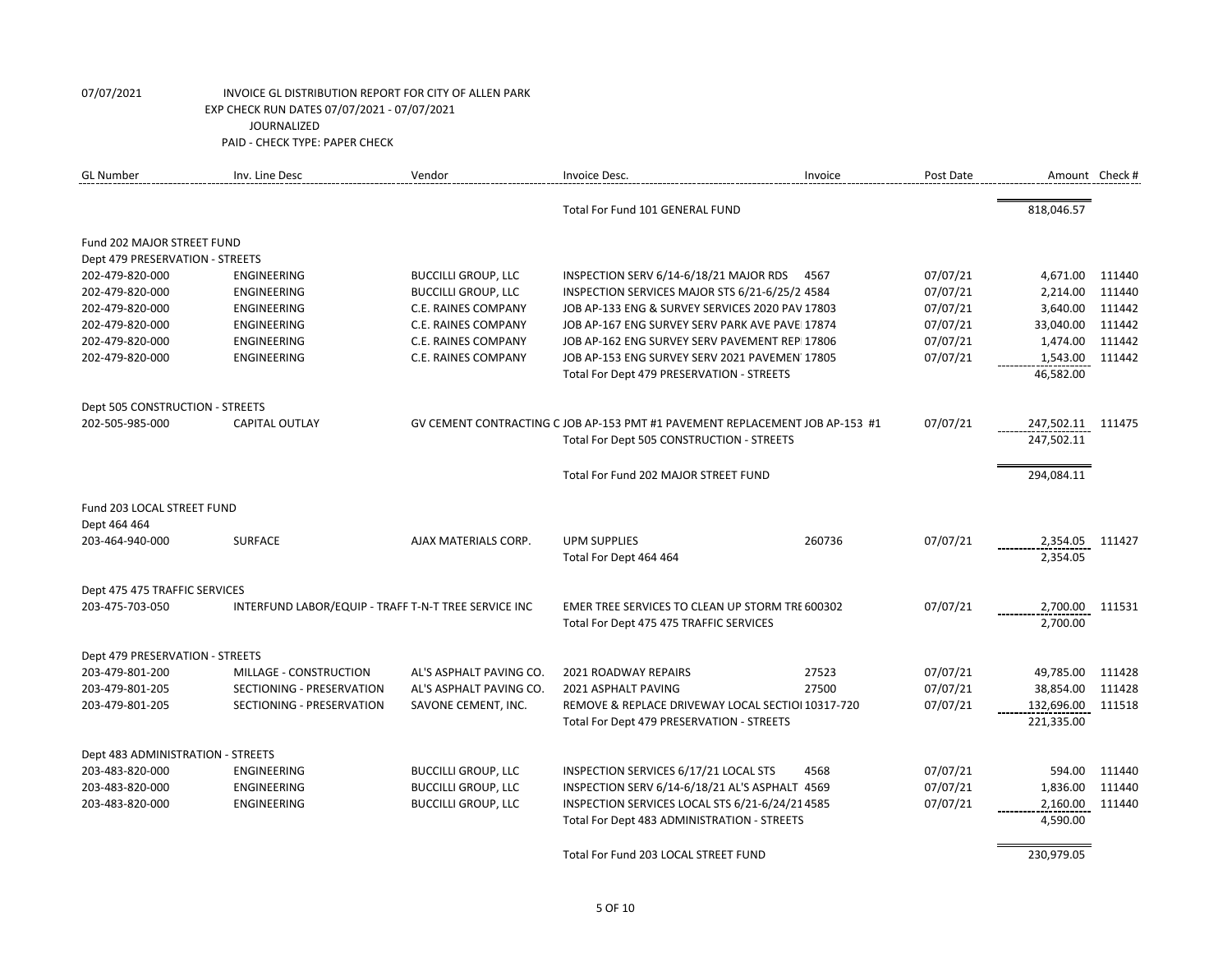07/07/2021 INVOICE GL DISTRIBUTION REPORT FOR CITY OF ALLEN PARK
EXP CHECK RUN DATES 07/07/2021 - 07/07/2021
JOURNALIZED
PAID - CHECK TYPE: PAPER CHECK

| GL Number | Inv. Line Desc | Vendor | Invoice Desc. | Invoice | Post Date | Amount | Check # |
|---|---|---|---|---|---|---|---|
| | | | Total For Fund 101 GENERAL FUND | | | 818,046.57 | |
| Fund 202 MAJOR STREET FUND | | | | | | | |
| Dept 479 PRESERVATION - STREETS | | | | | | | |
| 202-479-820-000 | ENGINEERING | BUCCILLI GROUP, LLC | INSPECTION SERV 6/14-6/18/21 MAJOR RDS | 4567 | 07/07/21 | 4,671.00 | 111440 |
| 202-479-820-000 | ENGINEERING | BUCCILLI GROUP, LLC | INSPECTION SERVICES MAJOR STS 6/21-6/25/2 | 4584 | 07/07/21 | 2,214.00 | 111440 |
| 202-479-820-000 | ENGINEERING | C.E. RAINES COMPANY | JOB AP-133 ENG & SURVEY SERVICES 2020 PAV | 17803 | 07/07/21 | 3,640.00 | 111442 |
| 202-479-820-000 | ENGINEERING | C.E. RAINES COMPANY | JOB AP-167 ENG SURVEY SERV PARK AVE PAVE | 17874 | 07/07/21 | 33,040.00 | 111442 |
| 202-479-820-000 | ENGINEERING | C.E. RAINES COMPANY | JOB AP-162 ENG SURVEY SERV PAVEMENT REP | 17806 | 07/07/21 | 1,474.00 | 111442 |
| 202-479-820-000 | ENGINEERING | C.E. RAINES COMPANY | JOB AP-153 ENG SURVEY SERV 2021 PAVEMEN | 17805 | 07/07/21 | 1,543.00 | 111442 |
| | | | Total For Dept 479 PRESERVATION - STREETS | | | 46,582.00 | |
| Dept 505 CONSTRUCTION - STREETS | | | | | | | |
| 202-505-985-000 | CAPITAL OUTLAY | GV CEMENT CONTRACTING C | JOB AP-153 PMT #1 PAVEMENT REPLACEMENT | JOB AP-153 #1 | 07/07/21 | 247,502.11 | 111475 |
| | | | Total For Dept 505 CONSTRUCTION - STREETS | | | 247,502.11 | |
| | | | Total For Fund 202 MAJOR STREET FUND | | | 294,084.11 | |
| Fund 203 LOCAL STREET FUND | | | | | | | |
| Dept 464 464 | | | | | | | |
| 203-464-940-000 | SURFACE | AJAX MATERIALS CORP. | UPM SUPPLIES | 260736 | 07/07/21 | 2,354.05 | 111427 |
| | | | Total For Dept 464 464 | | | 2,354.05 | |
| Dept 475 475 TRAFFIC SERVICES | | | | | | | |
| 203-475-703-050 | INTERFUND LABOR/EQUIP - TRAFF | T-N-T TREE SERVICE INC | EMER TREE SERVICES TO CLEAN UP STORM TRE | 600302 | 07/07/21 | 2,700.00 | 111531 |
| | | | Total For Dept 475 475 TRAFFIC SERVICES | | | 2,700.00 | |
| Dept 479 PRESERVATION - STREETS | | | | | | | |
| 203-479-801-200 | MILLAGE - CONSTRUCTION | AL'S ASPHALT PAVING CO. | 2021 ROADWAY REPAIRS | 27523 | 07/07/21 | 49,785.00 | 111428 |
| 203-479-801-205 | SECTIONING - PRESERVATION | AL'S ASPHALT PAVING CO. | 2021 ASPHALT PAVING | 27500 | 07/07/21 | 38,854.00 | 111428 |
| 203-479-801-205 | SECTIONING - PRESERVATION | SAVONE CEMENT, INC. | REMOVE & REPLACE DRIVEWAY LOCAL SECTIO | 10317-720 | 07/07/21 | 132,696.00 | 111518 |
| | | | Total For Dept 479 PRESERVATION - STREETS | | | 221,335.00 | |
| Dept 483 ADMINISTRATION - STREETS | | | | | | | |
| 203-483-820-000 | ENGINEERING | BUCCILLI GROUP, LLC | INSPECTION SERVICES 6/17/21 LOCAL STS | 4568 | 07/07/21 | 594.00 | 111440 |
| 203-483-820-000 | ENGINEERING | BUCCILLI GROUP, LLC | INSPECTION SERV 6/14-6/18/21 AL'S ASPHALT | 4569 | 07/07/21 | 1,836.00 | 111440 |
| 203-483-820-000 | ENGINEERING | BUCCILLI GROUP, LLC | INSPECTION SERVICES LOCAL STS 6/21-6/24/21 | 4585 | 07/07/21 | 2,160.00 | 111440 |
| | | | Total For Dept 483 ADMINISTRATION - STREETS | | | 4,590.00 | |
| | | | Total For Fund 203 LOCAL STREET FUND | | | 230,979.05 | |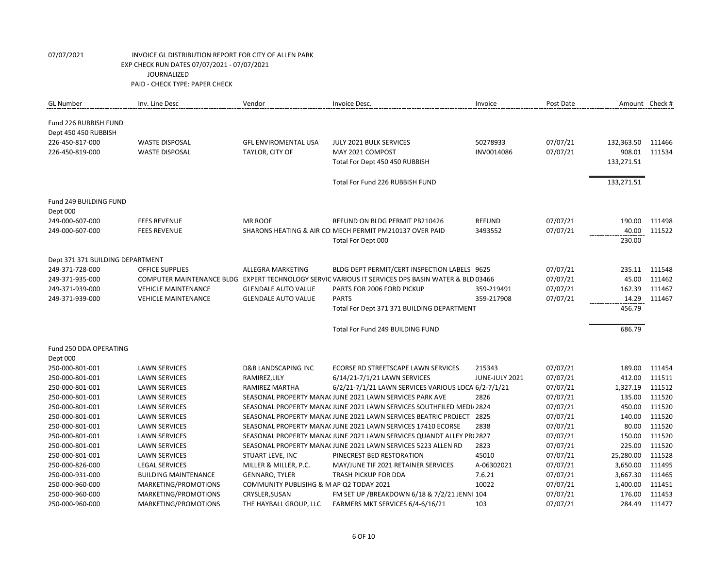07/07/2021 INVOICE GL DISTRIBUTION REPORT FOR CITY OF ALLEN PARK
EXP CHECK RUN DATES 07/07/2021 - 07/07/2021
JOURNALIZED
PAID - CHECK TYPE: PAPER CHECK

| GL Number | Inv. Line Desc | Vendor | Invoice Desc. | Invoice | Post Date | Amount | Check # |
|---|---|---|---|---|---|---|---|
| Fund 226 RUBBISH FUND | | | | | | | |
| Dept 450 450 RUBBISH | | | | | | | |
| 226-450-817-000 | WASTE DISPOSAL | GFL ENVIROMENTAL USA | JULY 2021 BULK SERVICES | 50278933 | 07/07/21 | 132,363.50 | 111466 |
| 226-450-819-000 | WASTE DISPOSAL | TAYLOR, CITY OF | MAY 2021 COMPOST | INV0014086 | 07/07/21 | 908.01 | 111534 |
| | | | Total For Dept 450 450 RUBBISH | | | 133,271.51 | |
| | | | Total For Fund 226 RUBBISH FUND | | | 133,271.51 | |
| Fund 249 BUILDING FUND | | | | | | | |
| Dept 000 | | | | | | | |
| 249-000-607-000 | FEES REVENUE | MR ROOF | REFUND ON BLDG PERMIT PB210426 | REFUND | 07/07/21 | 190.00 | 111498 |
| 249-000-607-000 | FEES REVENUE | SHARONS HEATING & AIR CO | MECH PERMIT PM210137 OVER PAID | 3493552 | 07/07/21 | 40.00 | 111522 |
| | | | Total For Dept 000 | | | 230.00 | |
| Dept 371 371 BUILDING DEPARTMENT | | | | | | | |
| 249-371-728-000 | OFFICE SUPPLIES | ALLEGRA MARKETING | BLDG DEPT PERMIT/CERT INSPECTION LABELS | 9625 | 07/07/21 | 235.11 | 111548 |
| 249-371-935-000 | COMPUTER MAINTENANCE BLDG | EXPERT TECHNOLOGY SERVIC | VARIOUS IT SERVICES DPS BASIN WATER & BLD | 03466 | 07/07/21 | 45.00 | 111462 |
| 249-371-939-000 | VEHICLE MAINTENANCE | GLENDALE AUTO VALUE | PARTS FOR 2006 FORD PICKUP | 359-219491 | 07/07/21 | 162.39 | 111467 |
| 249-371-939-000 | VEHICLE MAINTENANCE | GLENDALE AUTO VALUE | PARTS | 359-217908 | 07/07/21 | 14.29 | 111467 |
| | | | Total For Dept 371 371 BUILDING DEPARTMENT | | | 456.79 | |
| | | | Total For Fund 249 BUILDING FUND | | | 686.79 | |
| Fund 250 DDA OPERATING | | | | | | | |
| Dept 000 | | | | | | | |
| 250-000-801-001 | LAWN SERVICES | D&B LANDSCAPING INC | ECORSE RD STREETSCAPE LAWN SERVICES | 215343 | 07/07/21 | 189.00 | 111454 |
| 250-000-801-001 | LAWN SERVICES | RAMIREZ,LILY | 6/14/21-7/1/21 LAWN SERVICES | JUNE-JULY 2021 | 07/07/21 | 412.00 | 111511 |
| 250-000-801-001 | LAWN SERVICES | RAMIREZ MARTHA | 6/2/21-7/1/21 LAWN SERVICES VARIOUS LOCA | 6/2-7/1/21 | 07/07/21 | 1,327.19 | 111512 |
| 250-000-801-001 | LAWN SERVICES | SEASONAL PROPERTY MANA( | JUNE 2021 LAWN SERVICES PARK AVE | 2826 | 07/07/21 | 135.00 | 111520 |
| 250-000-801-001 | LAWN SERVICES | SEASONAL PROPERTY MANA( | JUNE 2021 LAWN SERVICES SOUTHFILED MEDI/ | 2824 | 07/07/21 | 450.00 | 111520 |
| 250-000-801-001 | LAWN SERVICES | SEASONAL PROPERTY MANA( | JUNE 2021 LAWN SERVICES BEATRIC PROJECT | 2825 | 07/07/21 | 140.00 | 111520 |
| 250-000-801-001 | LAWN SERVICES | SEASONAL PROPERTY MANA( | JUNE 2021 LAWN SERVICES 17410 ECORSE | 2838 | 07/07/21 | 80.00 | 111520 |
| 250-000-801-001 | LAWN SERVICES | SEASONAL PROPERTY MANA( | JUNE 2021 LAWN SERVICES QUANDT ALLEY PR( | 2827 | 07/07/21 | 150.00 | 111520 |
| 250-000-801-001 | LAWN SERVICES | SEASONAL PROPERTY MANA( | JUNE 2021 LAWN SERVICES 5223 ALLEN RD | 2823 | 07/07/21 | 225.00 | 111520 |
| 250-000-801-001 | LAWN SERVICES | STUART LEVE, INC | PINECREST BED RESTORATION | 45010 | 07/07/21 | 25,280.00 | 111528 |
| 250-000-826-000 | LEGAL SERVICES | MILLER & MILLER, P.C. | MAY/JUNE TIF 2021 RETAINER SERVICES | A-06302021 | 07/07/21 | 3,650.00 | 111495 |
| 250-000-931-000 | BUILDING MAINTENANCE | GENNARO, TYLER | TRASH PICKUP FOR DDA | 7.6.21 | 07/07/21 | 3,667.30 | 111465 |
| 250-000-960-000 | MARKETING/PROMOTIONS | COMMUNITY PUBLISIHG & M | AP Q2 TODAY 2021 | 10022 | 07/07/21 | 1,400.00 | 111451 |
| 250-000-960-000 | MARKETING/PROMOTIONS | CRYSLER,SUSAN | FM SET UP /BREAKDOWN 6/18 & 7/2/21 JENNI | 104 | 07/07/21 | 176.00 | 111453 |
| 250-000-960-000 | MARKETING/PROMOTIONS | THE HAYBALL GROUP, LLC | FARMERS MKT SERVICES 6/4-6/16/21 | 103 | 07/07/21 | 284.49 | 111477 |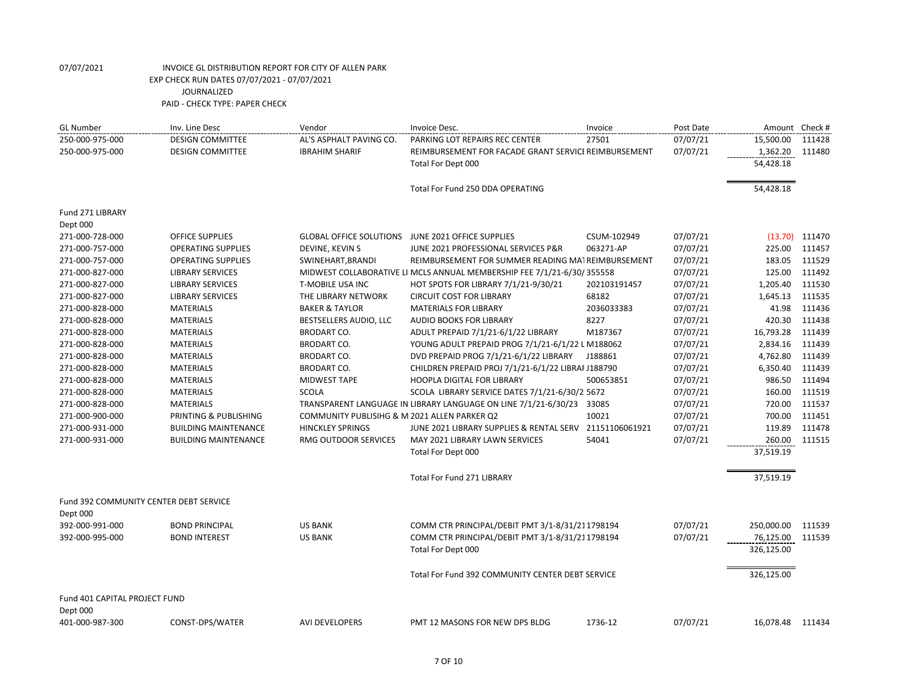07/07/2021 INVOICE GL DISTRIBUTION REPORT FOR CITY OF ALLEN PARK
EXP CHECK RUN DATES 07/07/2021 - 07/07/2021
JOURNALIZED
PAID - CHECK TYPE: PAPER CHECK

| GL Number | Inv. Line Desc | Vendor | Invoice Desc. | Invoice | Post Date | Amount | Check # |
|---|---|---|---|---|---|---|---|
| 250-000-975-000 | DESIGN COMMITTEE | AL'S ASPHALT PAVING CO. | PARKING LOT REPAIRS REC CENTER | 27501 | 07/07/21 | 15,500.00 | 111428 |
| 250-000-975-000 | DESIGN COMMITTEE | IBRAHIM SHARIF | REIMBURSEMENT FOR FACADE GRANT SERVICI REIMBURSEMENT | | 07/07/21 | 1,362.20 | 111480 |
| | | | Total For Dept 000 | | | 54,428.18 | |
| | | | Total For Fund 250 DDA OPERATING | | | 54,428.18 | |
| Fund 271 LIBRARY | | | | | | | |
| Dept 000 | | | | | | | |
| 271-000-728-000 | OFFICE SUPPLIES | GLOBAL OFFICE SOLUTIONS | JUNE 2021 OFFICE SUPPLIES | CSUM-102949 | 07/07/21 | (13.70) | 111470 |
| 271-000-757-000 | OPERATING SUPPLIES | DEVINE, KEVIN S | JUNE 2021 PROFESSIONAL SERVICES P&R | 063271-AP | 07/07/21 | 225.00 | 111457 |
| 271-000-757-000 | OPERATING SUPPLIES | SWINEHART,BRANDI | REIMBURSEMENT FOR SUMMER READING MAT REIMBURSEMENT | | 07/07/21 | 183.05 | 111529 |
| 271-000-827-000 | LIBRARY SERVICES | MIDWEST COLLABORATIVE LI | MCLS ANNUAL MEMBERSHIP FEE 7/1/21-6/30/ 355558 | | 07/07/21 | 125.00 | 111492 |
| 271-000-827-000 | LIBRARY SERVICES | T-MOBILE USA INC | HOT SPOTS FOR LIBRARY 7/1/21-9/30/21 | 202103191457 | 07/07/21 | 1,205.40 | 111530 |
| 271-000-827-000 | LIBRARY SERVICES | THE LIBRARY NETWORK | CIRCUIT COST FOR LIBRARY | 68182 | 07/07/21 | 1,645.13 | 111535 |
| 271-000-828-000 | MATERIALS | BAKER & TAYLOR | MATERIALS FOR LIBRARY | 2036033383 | 07/07/21 | 41.98 | 111436 |
| 271-000-828-000 | MATERIALS | BESTSELLERS AUDIO, LLC | AUDIO BOOKS FOR LIBRARY | 8227 | 07/07/21 | 420.30 | 111438 |
| 271-000-828-000 | MATERIALS | BRODART CO. | ADULT PREPAID 7/1/21-6/1/22 LIBRARY | M187367 | 07/07/21 | 16,793.28 | 111439 |
| 271-000-828-000 | MATERIALS | BRODART CO. | YOUNG ADULT PREPAID PROG 7/1/21-6/1/22 L M188062 | | 07/07/21 | 2,834.16 | 111439 |
| 271-000-828-000 | MATERIALS | BRODART CO. | DVD PREPAID PROG 7/1/21-6/1/22 LIBRARY | J188861 | 07/07/21 | 4,762.80 | 111439 |
| 271-000-828-000 | MATERIALS | BRODART CO. | CHILDREN PREPAID PROJ 7/1/21-6/1/22 LIBRAI J188790 | | 07/07/21 | 6,350.40 | 111439 |
| 271-000-828-000 | MATERIALS | MIDWEST TAPE | HOOPLA DIGITAL FOR LIBRARY | 500653851 | 07/07/21 | 986.50 | 111494 |
| 271-000-828-000 | MATERIALS | SCOLA | SCOLA LIBRARY SERVICE DATES 7/1/21-6/30/2 5672 | | 07/07/21 | 160.00 | 111519 |
| 271-000-828-000 | MATERIALS | TRANSPARENT LANGUAGE IN | LIBRARY LANGUAGE ON LINE 7/1/21-6/30/23 | 33085 | 07/07/21 | 720.00 | 111537 |
| 271-000-900-000 | PRINTING & PUBLISHING | COMMUNITY PUBLISIHG & M | 2021 ALLEN PARKER Q2 | 10021 | 07/07/21 | 700.00 | 111451 |
| 271-000-931-000 | BUILDING MAINTENANCE | HINCKLEY SPRINGS | JUNE 2021 LIBRARY SUPPLIES & RENTAL SERV | 21151106061921 | 07/07/21 | 119.89 | 111478 |
| 271-000-931-000 | BUILDING MAINTENANCE | RMG OUTDOOR SERVICES | MAY 2021 LIBRARY LAWN SERVICES | 54041 | 07/07/21 | 260.00 | 111515 |
| | | | Total For Dept 000 | | | 37,519.19 | |
| | | | Total For Fund 271 LIBRARY | | | 37,519.19 | |
| Fund 392 COMMUNITY CENTER DEBT SERVICE | | | | | | | |
| Dept 000 | | | | | | | |
| 392-000-991-000 | BOND PRINCIPAL | US BANK | COMM CTR PRINCIPAL/DEBIT PMT 3/1-8/31/21 1798194 | | 07/07/21 | 250,000.00 | 111539 |
| 392-000-995-000 | BOND INTEREST | US BANK | COMM CTR PRINCIPAL/DEBIT PMT 3/1-8/31/21 1798194 | | 07/07/21 | 76,125.00 | 111539 |
| | | | Total For Dept 000 | | | 326,125.00 | |
| | | | Total For Fund 392 COMMUNITY CENTER DEBT SERVICE | | | 326,125.00 | |
| Fund 401 CAPITAL PROJECT FUND | | | | | | | |
| Dept 000 | | | | | | | |
| 401-000-987-300 | CONST-DPS/WATER | AVI DEVELOPERS | PMT 12 MASONS FOR NEW DPS BLDG | 1736-12 | 07/07/21 | 16,078.48 | 111434 |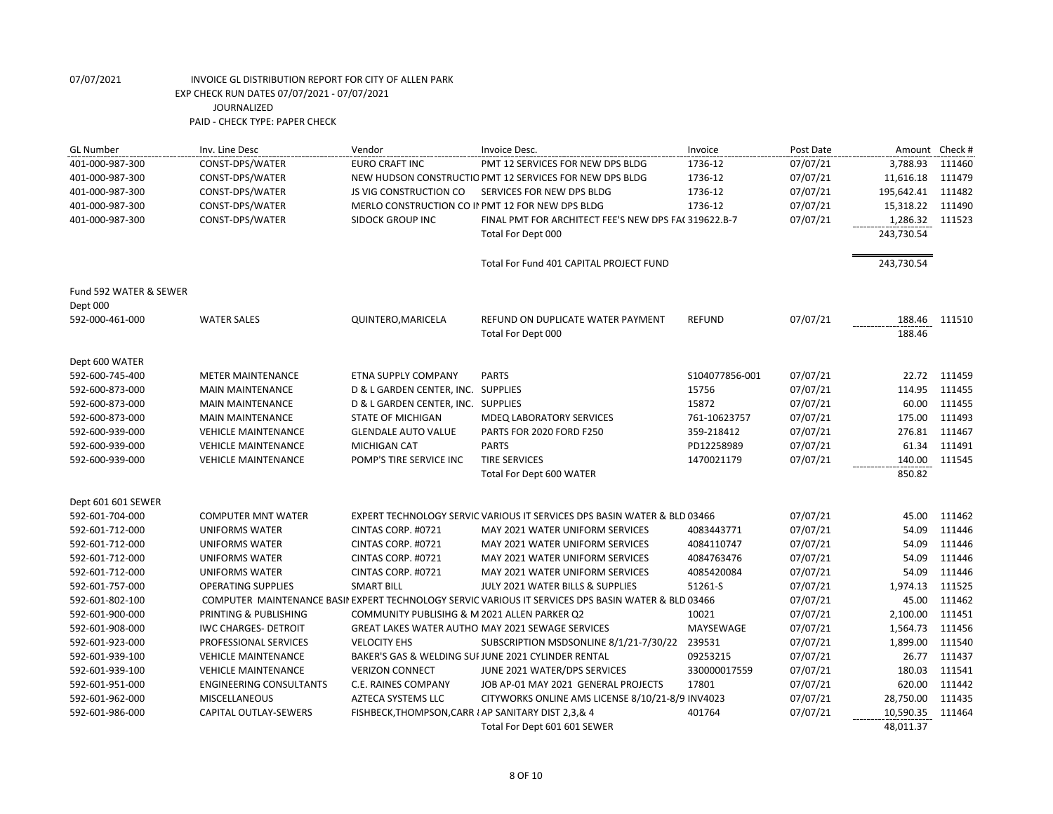07/07/2021 INVOICE GL DISTRIBUTION REPORT FOR CITY OF ALLEN PARK
EXP CHECK RUN DATES 07/07/2021 - 07/07/2021
JOURNALIZED
PAID - CHECK TYPE: PAPER CHECK

| GL Number | Inv. Line Desc | Vendor | Invoice Desc. | Invoice | Post Date | Amount | Check # |
|---|---|---|---|---|---|---|---|
| 401-000-987-300 | CONST-DPS/WATER | EURO CRAFT INC | PMT 12 SERVICES FOR NEW DPS BLDG | 1736-12 | 07/07/21 | 3,788.93 | 111460 |
| 401-000-987-300 | CONST-DPS/WATER | NEW HUDSON CONSTRUCTIO | PMT 12 SERVICES FOR NEW DPS BLDG | 1736-12 | 07/07/21 | 11,616.18 | 111479 |
| 401-000-987-300 | CONST-DPS/WATER | JS VIG CONSTRUCTION CO | SERVICES FOR NEW DPS BLDG | 1736-12 | 07/07/21 | 195,642.41 | 111482 |
| 401-000-987-300 | CONST-DPS/WATER | MERLO CONSTRUCTION CO IN | PMT 12 FOR NEW DPS BLDG | 1736-12 | 07/07/21 | 15,318.22 | 111490 |
| 401-000-987-300 | CONST-DPS/WATER | SIDOCK GROUP INC | FINAL PMT FOR ARCHITECT FEE'S NEW DPS FAC | 319622.B-7 | 07/07/21 | 1,286.32 | 111523 |
| | | | Total For Dept 000 | | | 243,730.54 | |
| | | | Total For Fund 401 CAPITAL PROJECT FUND | | | 243,730.54 | |
| Fund 592 WATER & SEWER | | | | | | | |
| Dept 000 | | | | | | | |
| 592-000-461-000 | WATER SALES | QUINTERO,MARICELA | REFUND ON DUPLICATE WATER PAYMENT | REFUND | 07/07/21 | 188.46 | 111510 |
| | | | Total For Dept 000 | | | 188.46 | |
| Dept 600 WATER | | | | | | | |
| 592-600-745-400 | METER MAINTENANCE | ETNA SUPPLY COMPANY | PARTS | S104077856-001 | 07/07/21 | 22.72 | 111459 |
| 592-600-873-000 | MAIN MAINTENANCE | D & L GARDEN CENTER, INC. | SUPPLIES | 15756 | 07/07/21 | 114.95 | 111455 |
| 592-600-873-000 | MAIN MAINTENANCE | D & L GARDEN CENTER, INC. | SUPPLIES | 15872 | 07/07/21 | 60.00 | 111455 |
| 592-600-873-000 | MAIN MAINTENANCE | STATE OF MICHIGAN | MDEQ LABORATORY SERVICES | 761-10623757 | 07/07/21 | 175.00 | 111493 |
| 592-600-939-000 | VEHICLE MAINTENANCE | GLENDALE AUTO VALUE | PARTS FOR 2020 FORD F250 | 359-218412 | 07/07/21 | 276.81 | 111467 |
| 592-600-939-000 | VEHICLE MAINTENANCE | MICHIGAN CAT | PARTS | PD12258989 | 07/07/21 | 61.34 | 111491 |
| 592-600-939-000 | VEHICLE MAINTENANCE | POMP'S TIRE SERVICE INC | TIRE SERVICES | 1470021179 | 07/07/21 | 140.00 | 111545 |
| | | | Total For Dept 600 WATER | | | 850.82 | |
| Dept 601 601 SEWER | | | | | | | |
| 592-601-704-000 | COMPUTER MNT WATER | EXPERT TECHNOLOGY SERVIC | VARIOUS IT SERVICES DPS BASIN WATER & BLD | 03466 | 07/07/21 | 45.00 | 111462 |
| 592-601-712-000 | UNIFORMS WATER | CINTAS CORP. #0721 | MAY 2021 WATER UNIFORM SERVICES | 4083443771 | 07/07/21 | 54.09 | 111446 |
| 592-601-712-000 | UNIFORMS WATER | CINTAS CORP. #0721 | MAY 2021 WATER UNIFORM SERVICES | 4084110747 | 07/07/21 | 54.09 | 111446 |
| 592-601-712-000 | UNIFORMS WATER | CINTAS CORP. #0721 | MAY 2021 WATER UNIFORM SERVICES | 4084763476 | 07/07/21 | 54.09 | 111446 |
| 592-601-712-000 | UNIFORMS WATER | CINTAS CORP. #0721 | MAY 2021 WATER UNIFORM SERVICES | 4085420084 | 07/07/21 | 54.09 | 111446 |
| 592-601-757-000 | OPERATING SUPPLIES | SMART BILL | JULY 2021 WATER BILLS & SUPPLIES | 51261-S | 07/07/21 | 1,974.13 | 111525 |
| 592-601-802-100 | COMPUTER MAINTENANCE BASIN | EXPERT TECHNOLOGY SERVIC | VARIOUS IT SERVICES DPS BASIN WATER & BLD | 03466 | 07/07/21 | 45.00 | 111462 |
| 592-601-900-000 | PRINTING & PUBLISHING | COMMUNITY PUBLISIHG & M | 2021 ALLEN PARKER Q2 | 10021 | 07/07/21 | 2,100.00 | 111451 |
| 592-601-908-000 | IWC CHARGES- DETROIT | GREAT LAKES WATER AUTHO | MAY 2021 SEWAGE SERVICES | MAYSEWAGE | 07/07/21 | 1,564.73 | 111456 |
| 592-601-923-000 | PROFESSIONAL SERVICES | VELOCITY EHS | SUBSCRIPTION MSDSONLINE 8/1/21-7/30/22 | 239531 | 07/07/21 | 1,899.00 | 111540 |
| 592-601-939-100 | VEHICLE MAINTENANCE | BAKER'S GAS & WELDING SUI | JUNE 2021 CYLINDER RENTAL | 09253215 | 07/07/21 | 26.77 | 111437 |
| 592-601-939-100 | VEHICLE MAINTENANCE | VERIZON CONNECT | JUNE 2021 WATER/DPS SERVICES | 330000017559 | 07/07/21 | 180.03 | 111541 |
| 592-601-951-000 | ENGINEERING CONSULTANTS | C.E. RAINES COMPANY | JOB AP-01 MAY 2021 GENERAL PROJECTS | 17801 | 07/07/21 | 620.00 | 111442 |
| 592-601-962-000 | MISCELLANEOUS | AZTECA SYSTEMS LLC | CITYWORKS ONLINE AMS LICENSE 8/10/21-8/9 | INV4023 | 07/07/21 | 28,750.00 | 111435 |
| 592-601-986-000 | CAPITAL OUTLAY-SEWERS | FISHBECK,THOMPSON,CARR & | AP SANITARY DIST 2,3,& 4 | 401764 | 07/07/21 | 10,590.35 | 111464 |
| | | | Total For Dept 601 601 SEWER | | | 48,011.37 | |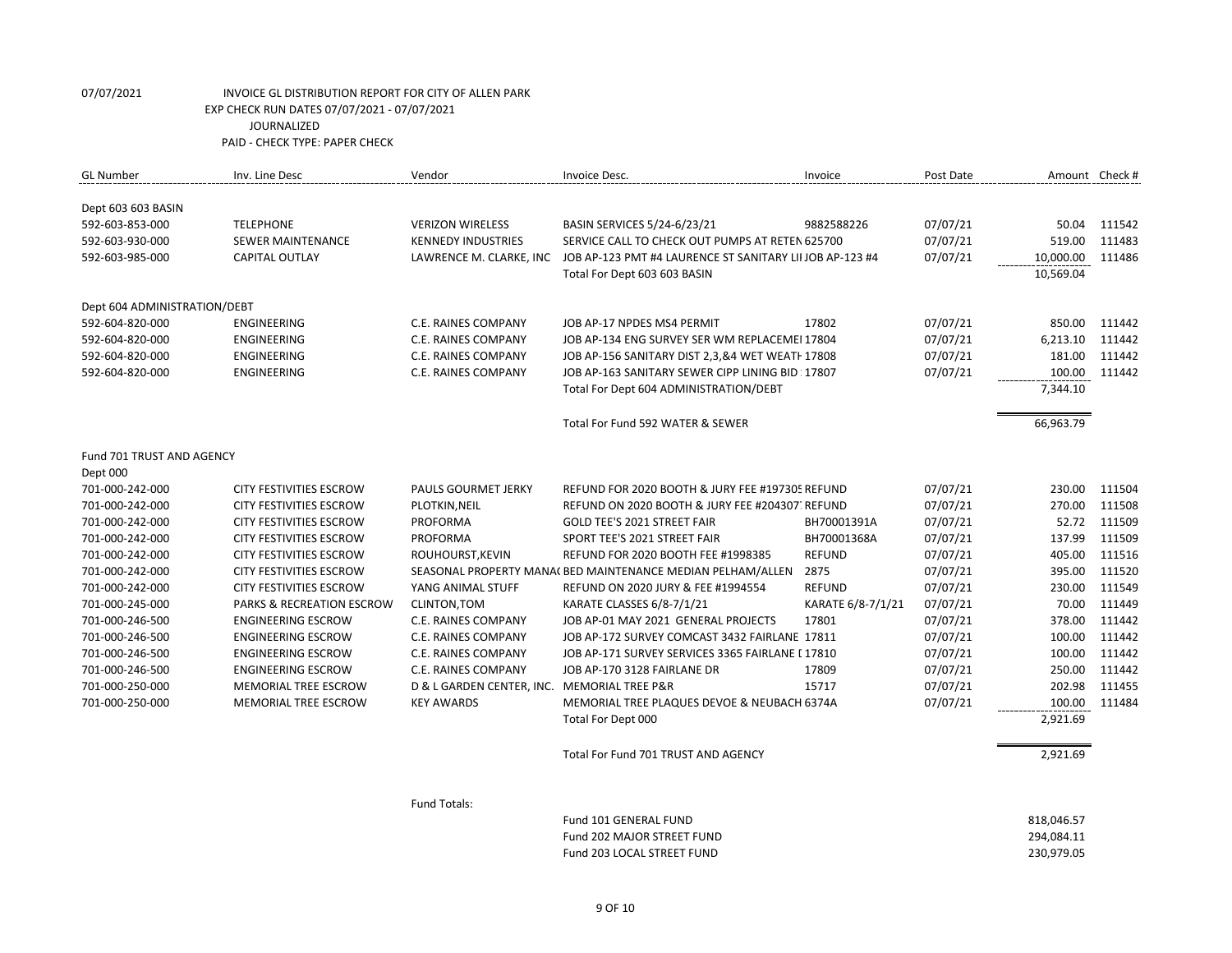07/07/2021 INVOICE GL DISTRIBUTION REPORT FOR CITY OF ALLEN PARK
EXP CHECK RUN DATES 07/07/2021 - 07/07/2021
JOURNALIZED
PAID - CHECK TYPE: PAPER CHECK

| GL Number | Inv. Line Desc | Vendor | Invoice Desc. | Invoice | Post Date | Amount | Check # |
|---|---|---|---|---|---|---|---|
| Dept 603 603 BASIN | | | | | | | |
| 592-603-853-000 | TELEPHONE | VERIZON WIRELESS | BASIN SERVICES 5/24-6/23/21 | 9882588226 | 07/07/21 | 50.04 | 111542 |
| 592-603-930-000 | SEWER MAINTENANCE | KENNEDY INDUSTRIES | SERVICE CALL TO CHECK OUT PUMPS AT RETEN | 625700 | 07/07/21 | 519.00 | 111483 |
| 592-603-985-000 | CAPITAL OUTLAY | LAWRENCE M. CLARKE, INC | JOB AP-123 PMT #4 LAURENCE ST SANITARY LI | JOB AP-123 #4 | 07/07/21 | 10,000.00 | 111486 |
| | | | Total For Dept 603 603 BASIN | | | 10,569.04 | |
| Dept 604 ADMINISTRATION/DEBT | | | | | | | |
| 592-604-820-000 | ENGINEERING | C.E. RAINES COMPANY | JOB AP-17 NPDES MS4 PERMIT | 17802 | 07/07/21 | 850.00 | 111442 |
| 592-604-820-000 | ENGINEERING | C.E. RAINES COMPANY | JOB AP-134 ENG SURVEY SER WM REPLACEMEI | 17804 | 07/07/21 | 6,213.10 | 111442 |
| 592-604-820-000 | ENGINEERING | C.E. RAINES COMPANY | JOB AP-156 SANITARY DIST 2,3,&4 WET WEATH | 17808 | 07/07/21 | 181.00 | 111442 |
| 592-604-820-000 | ENGINEERING | C.E. RAINES COMPANY | JOB AP-163 SANITARY SEWER CIPP LINING BID | 17807 | 07/07/21 | 100.00 | 111442 |
| | | | Total For Dept 604 ADMINISTRATION/DEBT | | | 7,344.10 | |
| | | | Total For Fund 592 WATER & SEWER | | | 66,963.79 | |
| Fund 701 TRUST AND AGENCY | | | | | | | |
| Dept 000 | | | | | | | |
| 701-000-242-000 | CITY FESTIVITIES ESCROW | PAULS GOURMET JERKY | REFUND FOR 2020 BOOTH & JURY FEE #197305 | REFUND | 07/07/21 | 230.00 | 111504 |
| 701-000-242-000 | CITY FESTIVITIES ESCROW | PLOTKIN,NEIL | REFUND ON 2020 BOOTH & JURY FEE #204307 | REFUND | 07/07/21 | 270.00 | 111508 |
| 701-000-242-000 | CITY FESTIVITIES ESCROW | PROFORMA | GOLD TEE'S 2021 STREET FAIR | BH70001391A | 07/07/21 | 52.72 | 111509 |
| 701-000-242-000 | CITY FESTIVITIES ESCROW | PROFORMA | SPORT TEE'S 2021 STREET FAIR | BH70001368A | 07/07/21 | 137.99 | 111509 |
| 701-000-242-000 | CITY FESTIVITIES ESCROW | ROUHOURST,KEVIN | REFUND FOR 2020 BOOTH FEE #1998385 | REFUND | 07/07/21 | 405.00 | 111516 |
| 701-000-242-000 | CITY FESTIVITIES ESCROW | SEASONAL PROPERTY MANA( | BED MAINTENANCE MEDIAN PELHAM/ALLEN | 2875 | 07/07/21 | 395.00 | 111520 |
| 701-000-242-000 | CITY FESTIVITIES ESCROW | YANG ANIMAL STUFF | REFUND ON 2020 JURY & FEE #1994554 | REFUND | 07/07/21 | 230.00 | 111549 |
| 701-000-245-000 | PARKS & RECREATION ESCROW | CLINTON,TOM | KARATE CLASSES 6/8-7/1/21 | KARATE 6/8-7/1/21 | 07/07/21 | 70.00 | 111449 |
| 701-000-246-500 | ENGINEERING ESCROW | C.E. RAINES COMPANY | JOB AP-01 MAY 2021 GENERAL PROJECTS | 17801 | 07/07/21 | 378.00 | 111442 |
| 701-000-246-500 | ENGINEERING ESCROW | C.E. RAINES COMPANY | JOB AP-172 SURVEY COMCAST 3432 FAIRLANE | 17811 | 07/07/21 | 100.00 | 111442 |
| 701-000-246-500 | ENGINEERING ESCROW | C.E. RAINES COMPANY | JOB AP-171 SURVEY SERVICES 3365 FAIRLANE [ | 17810 | 07/07/21 | 100.00 | 111442 |
| 701-000-246-500 | ENGINEERING ESCROW | C.E. RAINES COMPANY | JOB AP-170 3128 FAIRLANE DR | 17809 | 07/07/21 | 250.00 | 111442 |
| 701-000-250-000 | MEMORIAL TREE ESCROW | D & L GARDEN CENTER, INC. | MEMORIAL TREE P&R | 15717 | 07/07/21 | 202.98 | 111455 |
| 701-000-250-000 | MEMORIAL TREE ESCROW | KEY AWARDS | MEMORIAL TREE PLAQUES DEVOE & NEUBACH | 6374A | 07/07/21 | 100.00 | 111484 |
| | | | Total For Dept 000 | | | 2,921.69 | |
| | | | Total For Fund 701 TRUST AND AGENCY | | | 2,921.69 | |

| | | |
|---|---|---|
| Fund Totals: | Fund 101 GENERAL FUND | 818,046.57 |
| | Fund 202 MAJOR STREET FUND | 294,084.11 |
| | Fund 203 LOCAL STREET FUND | 230,979.05 |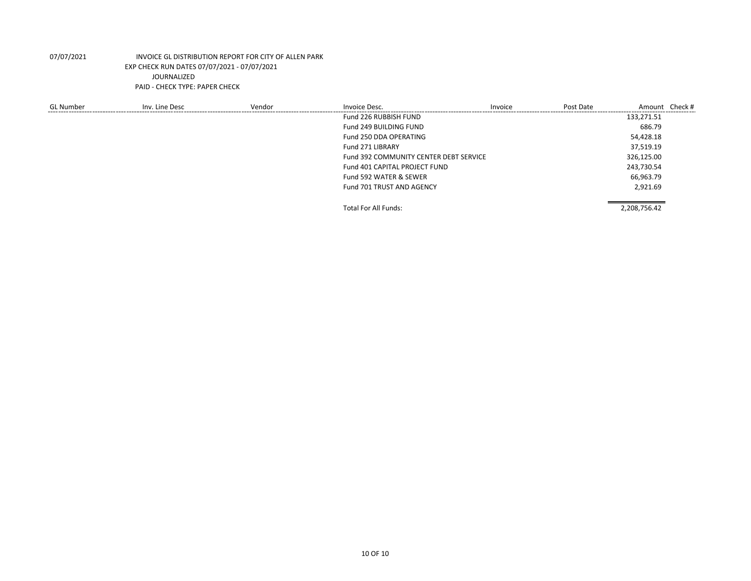07/07/2021 INVOICE GL DISTRIBUTION REPORT FOR CITY OF ALLEN PARK

EXP CHECK RUN DATES 07/07/2021 - 07/07/2021

JOURNALIZED

PAID - CHECK TYPE: PAPER CHECK

| GL Number | Inv. Line Desc | Vendor | Invoice Desc. | Invoice | Post Date | Amount | Check # |
|---|---|---|---|---|---|---|---|
| | | | Fund 226 RUBBISH FUND | | | 133,271.51 | |
| | | | Fund 249 BUILDING FUND | | | 686.79 | |
| | | | Fund 250 DDA OPERATING | | | 54,428.18 | |
| | | | Fund 271 LIBRARY | | | 37,519.19 | |
| | | | Fund 392 COMMUNITY CENTER DEBT SERVICE | | | 326,125.00 | |
| | | | Fund 401 CAPITAL PROJECT FUND | | | 243,730.54 | |
| | | | Fund 592 WATER & SEWER | | | 66,963.79 | |
| | | | Fund 701 TRUST AND AGENCY | | | 2,921.69 | |
| | | | Total For All Funds: | | | 2,208,756.42 | |